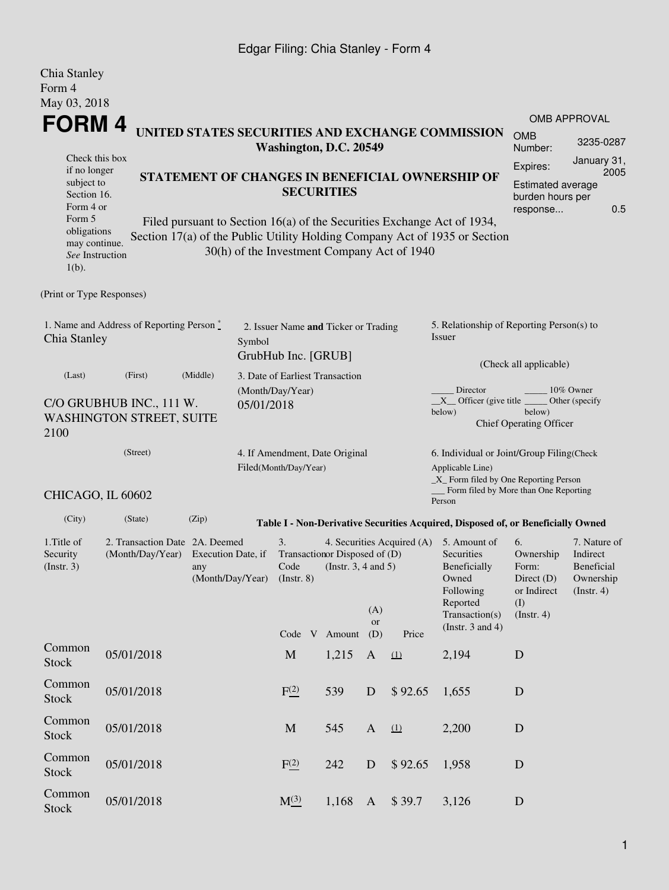Edgar Filing: Chia Stanley - Form 4

Chia Stanley
Form 4
May 03, 2018

# FORM 4

## UNITED STATES SECURITIES AND EXCHANGE COMMISSION
**Washington, D.C. 20549**

Check this box if no longer subject to Section 16. Form 4 or Form 5 obligations may continue. *See* Instruction 1(b).

## STATEMENT OF CHANGES IN BENEFICIAL OWNERSHIP OF SECURITIES

Filed pursuant to Section 16(a) of the Securities Exchange Act of 1934, Section 17(a) of the Public Utility Holding Company Act of 1935 or Section 30(h) of the Investment Company Act of 1940

| OMB APPROVAL | |
|---|---|
| OMB Number: | 3235-0287 |
| Expires: | January 31, 2005 |
| Estimated average burden hours per response... | 0.5 |

(Print or Type Responses)

1. Name and Address of Reporting Person *
Chia Stanley

(Last) (First) (Middle)

C/O GRUBHUB INC., 111 W. WASHINGTON STREET, SUITE 2100

(Street)

CHICAGO, IL 60602

(City) (State) (Zip)

2. Issuer Name **and** Ticker or Trading Symbol
GrubHub Inc. [GRUB]

3. Date of Earliest Transaction (Month/Day/Year)
05/01/2018

4. If Amendment, Date Original Filed(Month/Day/Year)

5. Relationship of Reporting Person(s) to Issuer

(Check all applicable)

_____ Director _____ 10% Owner
__X__ Officer (give title below) _____ Other (specify below)
Chief Operating Officer

6. Individual or Joint/Group Filing(Check Applicable Line)
_X_ Form filed by One Reporting Person
___ Form filed by More than One Reporting Person

**Table I - Non-Derivative Securities Acquired, Disposed of, or Beneficially Owned**

| 1.Title of Security (Instr. 3) | 2. Transaction Date (Month/Day/Year) | 2A. Deemed Execution Date, if any (Month/Day/Year) | 3. Transaction Code (Instr. 8) | | 4. Securities Acquired (A) or Disposed of (D) (Instr. 3, 4 and 5) | | | 5. Amount of Securities Beneficially Owned Following Reported Transaction(s) (Instr. 3 and 4) | 6. Ownership Form: Direct (D) or Indirect (I) (Instr. 4) | 7. Nature of Indirect Beneficial Ownership (Instr. 4) |
|---|---|---|---|---|---|---|---|---|---|---|
| | | | Code | V | Amount | (A) or (D) | Price | | | |
| Common Stock | 05/01/2018 | | M | | 1,215 | A | (1) | 2,194 | D | |
| Common Stock | 05/01/2018 | | F (2) | | 539 | D | $ 92.65 | 1,655 | D | |
| Common Stock | 05/01/2018 | | M | | 545 | A | (1) | 2,200 | D | |
| Common Stock | 05/01/2018 | | F (2) | | 242 | D | $ 92.65 | 1,958 | D | |
| Common Stock | 05/01/2018 | | M (3) | | 1,168 | A | $ 39.7 | 3,126 | D | |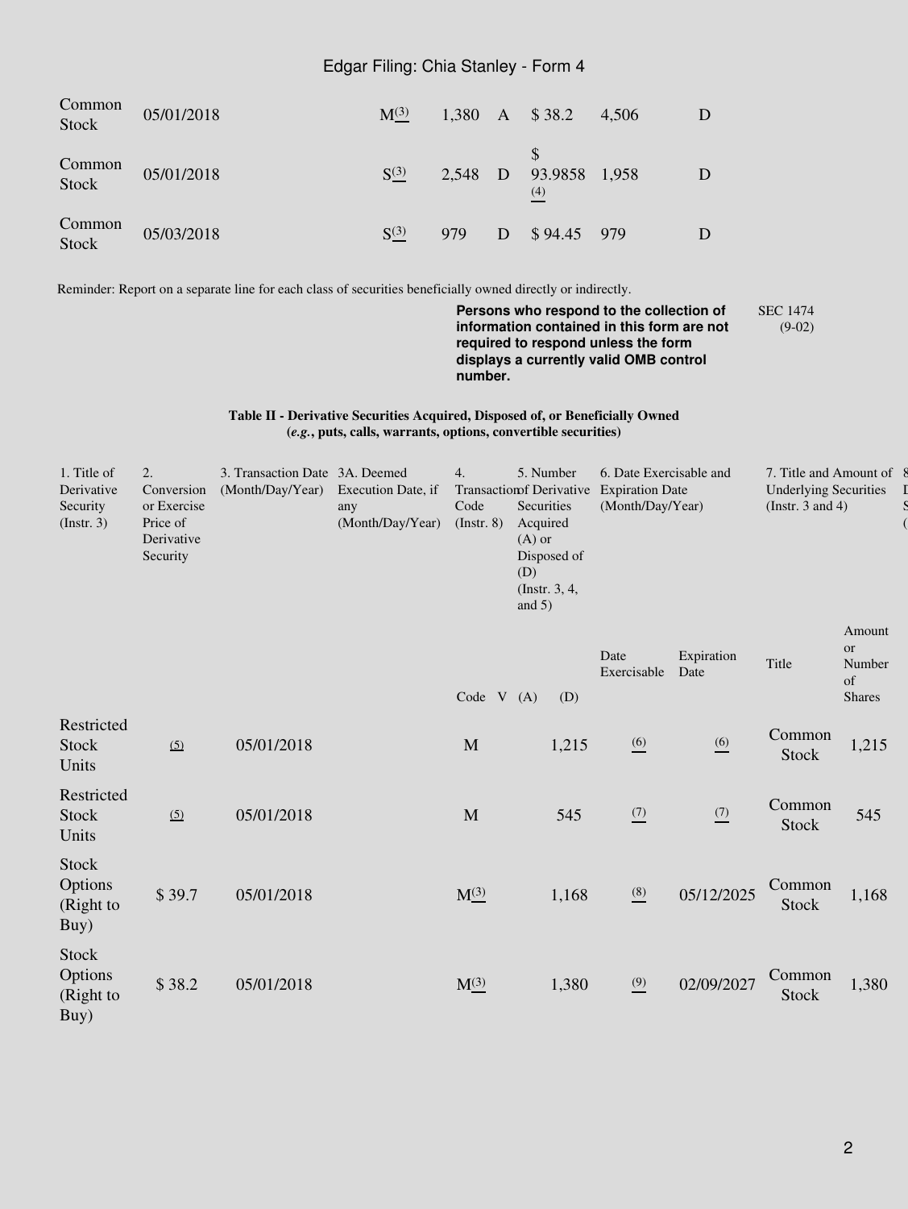| | | | | | | | | |
|---|---|---|---|---|---|---|---|---|
| Common Stock | 05/01/2018 | | M(3) | 1,380 | A | $ 38.2 | 4,506 | D |
| Common Stock | 05/01/2018 | | S(3) | 2,548 | D | $ 93.9858 (4) | 1,958 | D |
| Common Stock | 05/03/2018 | | S(3) | 979 | D | $ 94.45 | 979 | D |

Reminder: Report on a separate line for each class of securities beneficially owned directly or indirectly.

**Persons who respond to the collection of information contained in this form are not required to respond unless the form displays a currently valid OMB control number.**

SEC 1474 (9-02)

**Table II - Derivative Securities Acquired, Disposed of, or Beneficially Owned (*e.g.*, puts, calls, warrants, options, convertible securities)**

| 1. Title of Derivative Security (Instr. 3) | 2. Conversion or Exercise Price of Derivative Security | 3. Transaction Date (Month/Day/Year) | 3A. Deemed Execution Date, if any (Month/Day/Year) | 4. Transaction Code (Instr. 8) | | 5. Number of Derivative Securities Acquired (A) or Disposed of (D) (Instr. 3, 4, and 5) | | 6. Date Exercisable and Expiration Date (Month/Day/Year) | | 7. Title and Amount of Underlying Securities (Instr. 3 and 4) | |
|---|---|---|---|---|---|---|---|---|---|---|---|
| | | | | Code | V | (A) | (D) | Date Exercisable | Expiration Date | Title | Amount or Number of Shares |
| Restricted Stock Units | (5) | 05/01/2018 | | M | | | 1,215 | (6) | (6) | Common Stock | 1,215 |
| Restricted Stock Units | (5) | 05/01/2018 | | M | | | 545 | (7) | (7) | Common Stock | 545 |
| Stock Options (Right to Buy) | $ 39.7 | 05/01/2018 | | M(3) | | | 1,168 | (8) | 05/12/2025 | Common Stock | 1,168 |
| Stock Options (Right to Buy) | $ 38.2 | 05/01/2018 | | M(3) | | | 1,380 | (9) | 02/09/2027 | Common Stock | 1,380 |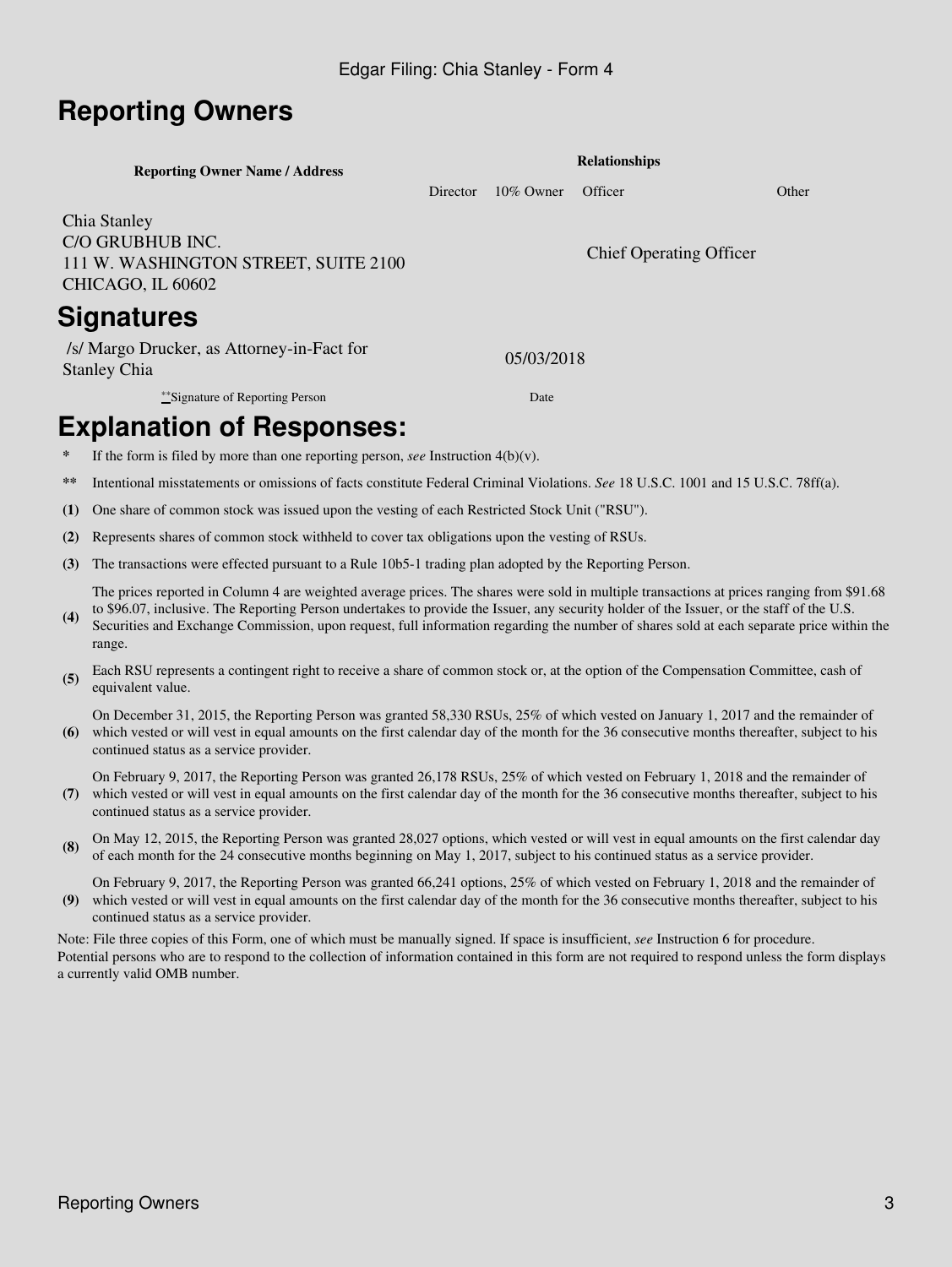# Reporting Owners

| Reporting Owner Name / Address | Relationships | | | |
|---|---|---|---|---|
| | Director | 10% Owner | Officer | Other |
| Chia Stanley<br>C/O GRUBHUB INC.<br>111 W. WASHINGTON STREET, SUITE 2100<br>CHICAGO, IL 60602 | | | Chief Operating Officer | |

# Signatures

| | |
|---|---|
| /s/ Margo Drucker, as Attorney-in-Fact for Stanley Chia | 05/03/2018 |
| **Signature of Reporting Person | Date |

# Explanation of Responses:

- \* If the form is filed by more than one reporting person, *see* Instruction 4(b)(v).
- \*\* Intentional misstatements or omissions of facts constitute Federal Criminal Violations. *See* 18 U.S.C. 1001 and 15 U.S.C. 78ff(a).

**(1)** One share of common stock was issued upon the vesting of each Restricted Stock Unit ("RSU").

**(2)** Represents shares of common stock withheld to cover tax obligations upon the vesting of RSUs.

**(3)** The transactions were effected pursuant to a Rule 10b5-1 trading plan adopted by the Reporting Person.

**(4)** The prices reported in Column 4 are weighted average prices. The shares were sold in multiple transactions at prices ranging from $91.68 to $96.07, inclusive. The Reporting Person undertakes to provide the Issuer, any security holder of the Issuer, or the staff of the U.S. Securities and Exchange Commission, upon request, full information regarding the number of shares sold at each separate price within the range.

**(5)** Each RSU represents a contingent right to receive a share of common stock or, at the option of the Compensation Committee, cash of equivalent value.

**(6)** On December 31, 2015, the Reporting Person was granted 58,330 RSUs, 25% of which vested on January 1, 2017 and the remainder of which vested or will vest in equal amounts on the first calendar day of the month for the 36 consecutive months thereafter, subject to his continued status as a service provider.

**(7)** On February 9, 2017, the Reporting Person was granted 26,178 RSUs, 25% of which vested on February 1, 2018 and the remainder of which vested or will vest in equal amounts on the first calendar day of the month for the 36 consecutive months thereafter, subject to his continued status as a service provider.

**(8)** On May 12, 2015, the Reporting Person was granted 28,027 options, which vested or will vest in equal amounts on the first calendar day of each month for the 24 consecutive months beginning on May 1, 2017, subject to his continued status as a service provider.

**(9)** On February 9, 2017, the Reporting Person was granted 66,241 options, 25% of which vested on February 1, 2018 and the remainder of which vested or will vest in equal amounts on the first calendar day of the month for the 36 consecutive months thereafter, subject to his continued status as a service provider.

Note: File three copies of this Form, one of which must be manually signed. If space is insufficient, *see* Instruction 6 for procedure.
Potential persons who are to respond to the collection of information contained in this form are not required to respond unless the form displays a currently valid OMB number.